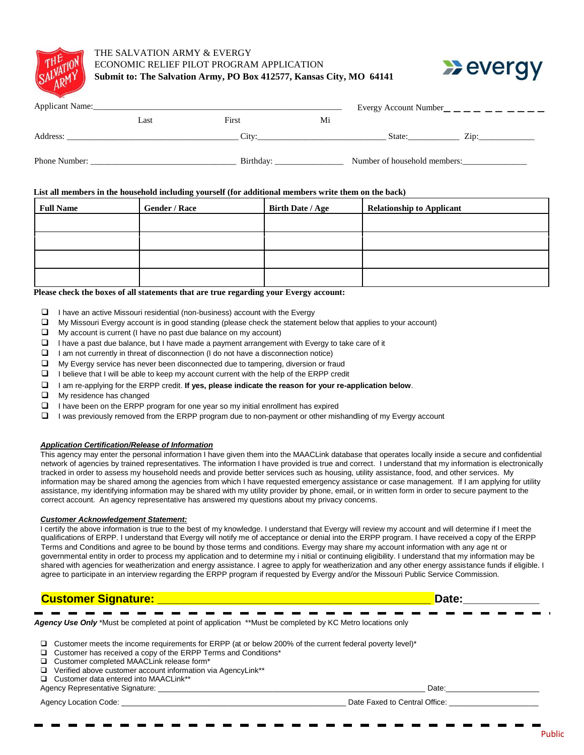THE SALVATION ARMY & EVERGY
ECONOMIC RELIEF PILOT PROGRAM APPLICATION
**Submit to: The Salvation Army, PO Box 412577, Kansas City, MO 64141**

Applicant Name:_______________________________________________ Evergy Account Number_ _ _ _ _ _ _ _ _ _

Last First Mi

Address: ____________________________________ City:___________________________ State:___________ Zip:____________

Phone Number: _______________________________ Birthday: _______________ Number of household members:_______________

**List all members in the household including yourself (for additional members write them on the back)**

| Full Name | Gender / Race | Birth Date / Age | Relationship to Applicant |
|---|---|---|---|
| | | | |
| | | | |
| | | | |
| | | | |

**Please check the boxes of all statements that are true regarding your Evergy account:**

- ❑ I have an active Missouri residential (non-business) account with the Evergy
- ❑ My Missouri Evergy account is in good standing (please check the statement below that applies to your account)
- ❑ My account is current (I have no past due balance on my account)
- ❑ I have a past due balance, but I have made a payment arrangement with Evergy to take care of it
- ❑ I am not currently in threat of disconnection (I do not have a disconnection notice)
- ❑ My Evergy service has never been disconnected due to tampering, diversion or fraud
- ❑ I believe that I will be able to keep my account current with the help of the ERPP credit
- ❑ I am re-applying for the ERPP credit. **If yes, please indicate the reason for your re-application below**.
- ❑ My residence has changed
- ❑ I have been on the ERPP program for one year so my initial enrollment has expired
- ❑ I was previously removed from the ERPP program due to non-payment or other mishandling of my Evergy account

***Application Certification/Release of Information***

This agency may enter the personal information I have given them into the MAACLink database that operates locally inside a secure and confidential network of agencies by trained representatives. The information I have provided is true and correct. I understand that my information is electronically tracked in order to assess my household needs and provide better services such as housing, utility assistance, food, and other services. My information may be shared among the agencies from which I have requested emergency assistance or case management. If I am applying for utility assistance, my identifying information may be shared with my utility provider by phone, email, or in written form in order to secure payment to the correct account. An agency representative has answered my questions about my privacy concerns.

***Customer Acknowledgement Statement:***

I certify the above information is true to the best of my knowledge. I understand that Evergy will review my account and will determine if I meet the qualifications of ERPP. I understand that Evergy will notify me of acceptance or denial into the ERPP program. I have received a copy of the ERPP Terms and Conditions and agree to be bound by those terms and conditions. Evergy may share my account information with any age nt or governmental entity in order to process my application and to determine my i nitial or continuing eligibility. I understand that my information may be shared with agencies for weatherization and energy assistance. I agree to apply for weatherization and any other energy assistance funds if eligible. I agree to participate in an interview regarding the ERPP program if requested by Evergy and/or the Missouri Public Service Commission.

**Customer Signature: ____________________________________________ Date:____________**

---

***Agency Use Only*** *Must be completed at point of application **Must be completed by KC Metro locations only

- ❑ Customer meets the income requirements for ERPP (at or below 200% of the current federal poverty level)*
- ❑ Customer has received a copy of the ERPP Terms and Conditions*
- ❑ Customer completed MAACLink release form*
- ❑ Verified above customer account information via AgencyLink**
- ❑ Customer data entered into MAACLink**

Agency Representative Signature: ____________________________________________________ Date:____________________

Agency Location Code: ______________________________________________ Date Faxed to Central Office: ____________________

---

Public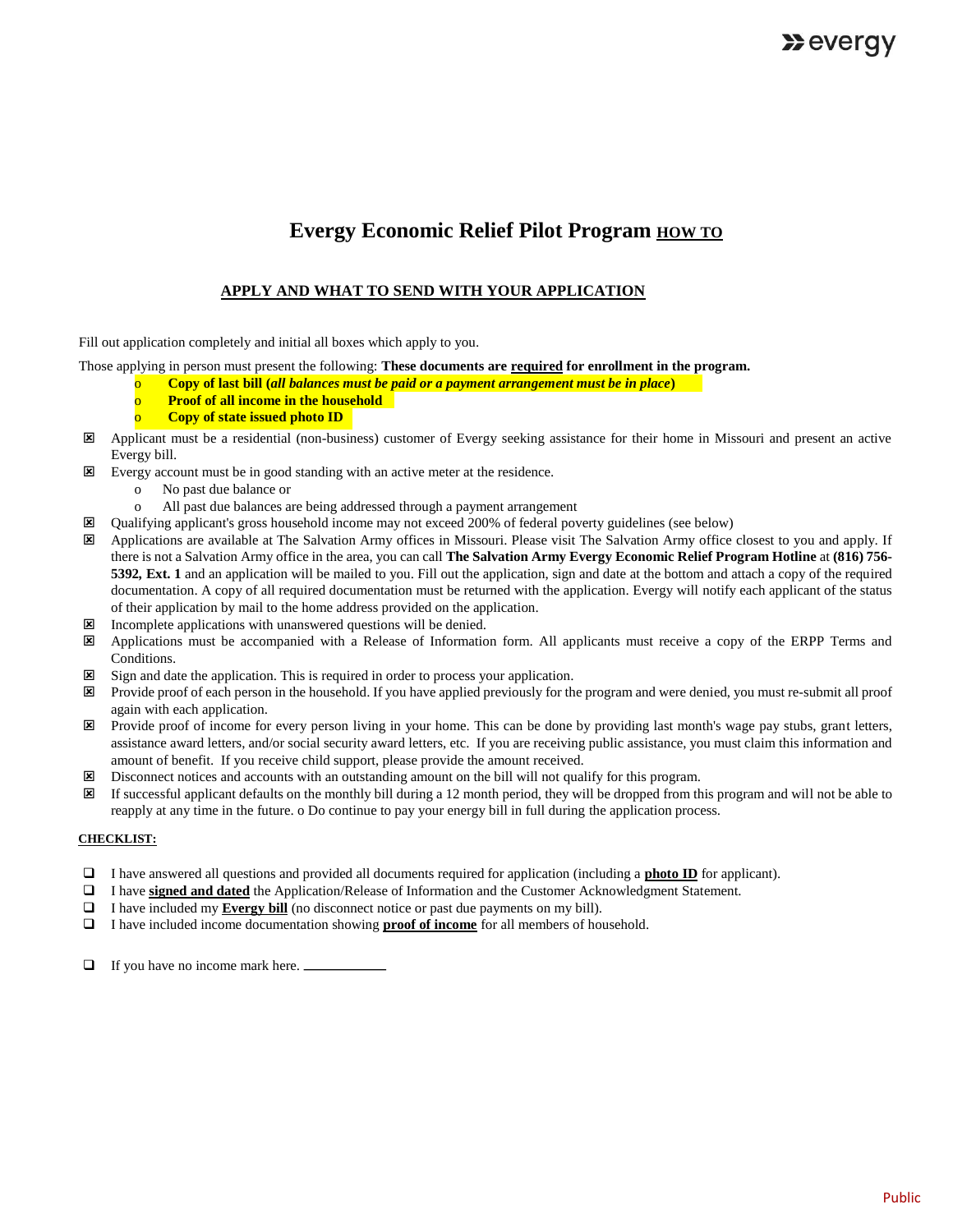# Evergy Economic Relief Pilot Program <u>**HOW TO**</u>

## <u>APPLY AND WHAT TO SEND WITH YOUR APPLICATION</u>

Fill out application completely and initial all boxes which apply to you.

Those applying in person must present the following: **These documents are <u>required</u> for enrollment in the program.**

- **Copy of last bill (*all balances must be paid or a payment arrangement must be in place*)**
- **Proof of all income in the household**
- **Copy of state issued photo ID**

- ☒ Applicant must be a residential (non-business) customer of Evergy seeking assistance for their home in Missouri and present an active Evergy bill.
- ☒ Evergy account must be in good standing with an active meter at the residence.
  - No past due balance or
  - All past due balances are being addressed through a payment arrangement
- ☒ Qualifying applicant's gross household income may not exceed 200% of federal poverty guidelines (see below)
- ☒ Applications are available at The Salvation Army offices in Missouri. Please visit The Salvation Army office closest to you and apply. If there is not a Salvation Army office in the area, you can call **The Salvation Army Evergy Economic Relief Program Hotline** at **(816) 756-5392, Ext. 1** and an application will be mailed to you. Fill out the application, sign and date at the bottom and attach a copy of the required documentation. A copy of all required documentation must be returned with the application. Evergy will notify each applicant of the status of their application by mail to the home address provided on the application.
- ☒ Incomplete applications with unanswered questions will be denied.
- ☒ Applications must be accompanied with a Release of Information form. All applicants must receive a copy of the ERPP Terms and Conditions.
- ☒ Sign and date the application. This is required in order to process your application.
- ☒ Provide proof of each person in the household. If you have applied previously for the program and were denied, you must re-submit all proof again with each application.
- ☒ Provide proof of income for every person living in your home. This can be done by providing last month's wage pay stubs, grant letters, assistance award letters, and/or social security award letters, etc. If you are receiving public assistance, you must claim this information and amount of benefit. If you receive child support, please provide the amount received.
- ☒ Disconnect notices and accounts with an outstanding amount on the bill will not qualify for this program.
- ☒ If successful applicant defaults on the monthly bill during a 12 month period, they will be dropped from this program and will not be able to reapply at any time in the future. o Do continue to pay your energy bill in full during the application process.

**<u>CHECKLIST:</u>**

- ☐ I have answered all questions and provided all documents required for application (including a **<u>photo ID</u>** for applicant).
- ☐ I have **<u>signed and dated</u>** the Application/Release of Information and the Customer Acknowledgment Statement.
- ☐ I have included my **<u>Evergy bill</u>** (no disconnect notice or past due payments on my bill).
- ☐ I have included income documentation showing **<u>proof of income</u>** for all members of household.

- ☐ If you have no income mark here. ____________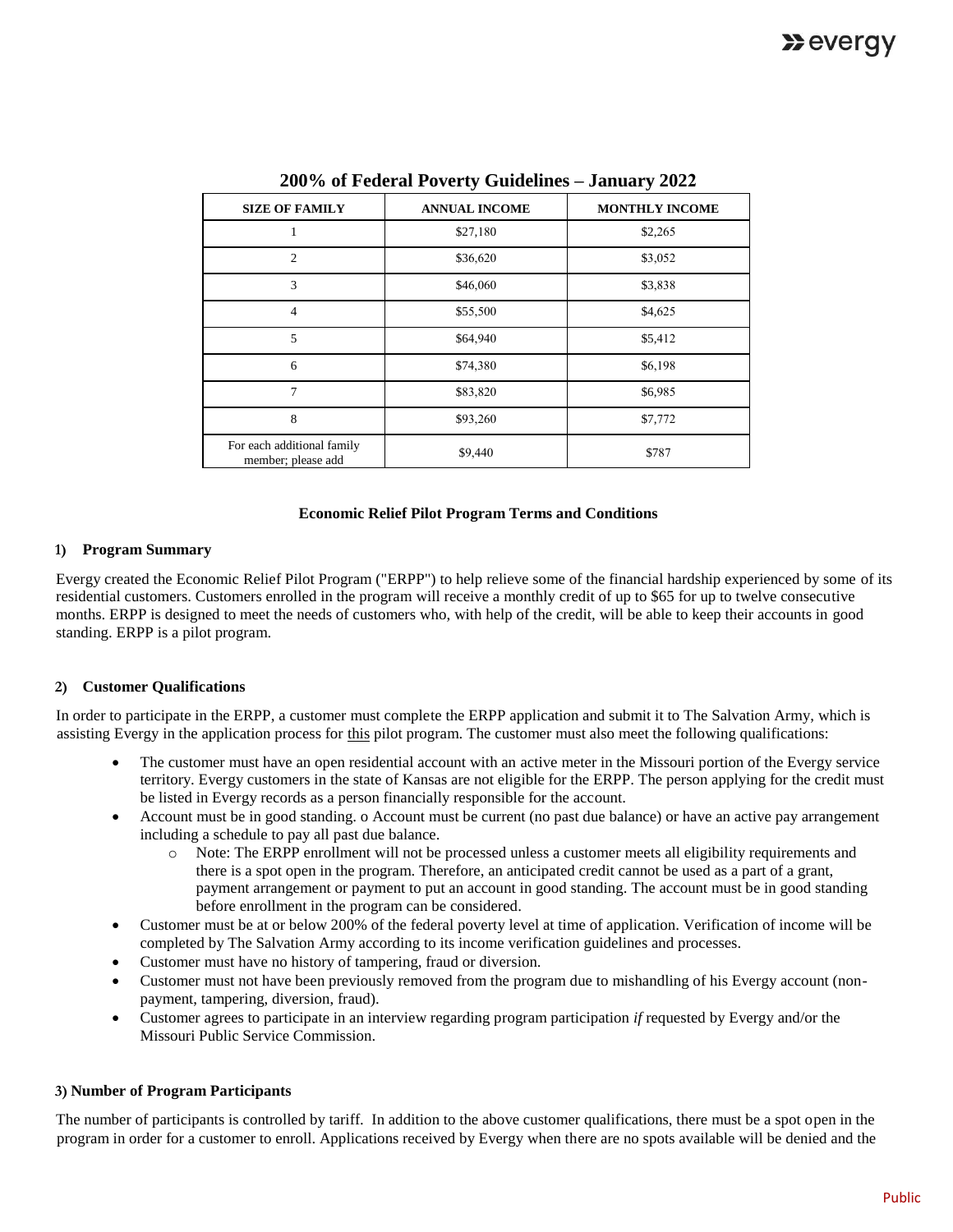## 200% of Federal Poverty Guidelines – January 2022

| SIZE OF FAMILY | ANNUAL INCOME | MONTHLY INCOME |
|---|---|---|
| 1 | $27,180 | $2,265 |
| 2 | $36,620 | $3,052 |
| 3 | $46,060 | $3,838 |
| 4 | $55,500 | $4,625 |
| 5 | $64,940 | $5,412 |
| 6 | $74,380 | $6,198 |
| 7 | $83,820 | $6,985 |
| 8 | $93,260 | $7,772 |
| For each additional family member; please add | $9,440 | $787 |

**Economic Relief Pilot Program Terms and Conditions**

### 1) Program Summary

Evergy created the Economic Relief Pilot Program ("ERPP") to help relieve some of the financial hardship experienced by some of its residential customers. Customers enrolled in the program will receive a monthly credit of up to $65 for up to twelve consecutive months. ERPP is designed to meet the needs of customers who, with help of the credit, will be able to keep their accounts in good standing. ERPP is a pilot program.

### 2) Customer Qualifications

In order to participate in the ERPP, a customer must complete the ERPP application and submit it to The Salvation Army, which is assisting Evergy in the application process for <u>this</u> pilot program. The customer must also meet the following qualifications:

- The customer must have an open residential account with an active meter in the Missouri portion of the Evergy service territory. Evergy customers in the state of Kansas are not eligible for the ERPP. The person applying for the credit must be listed in Evergy records as a person financially responsible for the account.
- Account must be in good standing. o Account must be current (no past due balance) or have an active pay arrangement including a schedule to pay all past due balance.
    - Note: The ERPP enrollment will not be processed unless a customer meets all eligibility requirements and there is a spot open in the program. Therefore, an anticipated credit cannot be used as a part of a grant, payment arrangement or payment to put an account in good standing. The account must be in good standing before enrollment in the program can be considered.
- Customer must be at or below 200% of the federal poverty level at time of application. Verification of income will be completed by The Salvation Army according to its income verification guidelines and processes.
- Customer must have no history of tampering, fraud or diversion.
- Customer must not have been previously removed from the program due to mishandling of his Evergy account (non-payment, tampering, diversion, fraud).
- Customer agrees to participate in an interview regarding program participation *if* requested by Evergy and/or the Missouri Public Service Commission.

### 3) Number of Program Participants

The number of participants is controlled by tariff. In addition to the above customer qualifications, there must be a spot open in the program in order for a customer to enroll. Applications received by Evergy when there are no spots available will be denied and the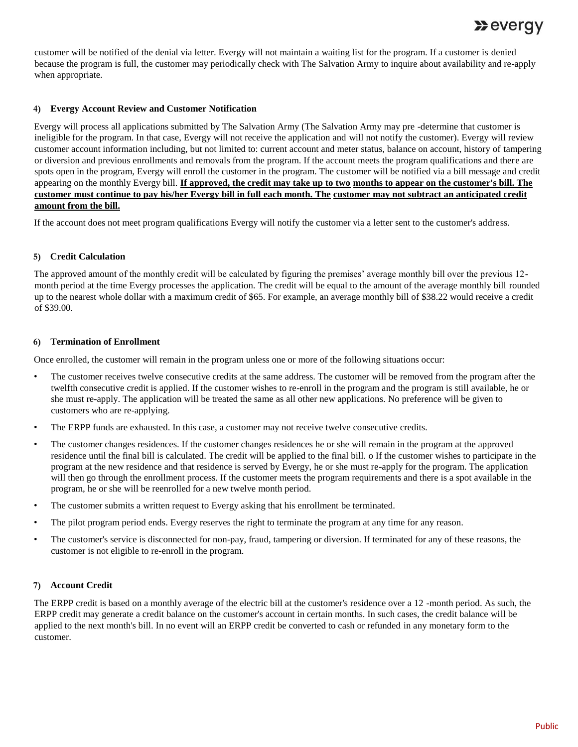customer will be notified of the denial via letter. Evergy will not maintain a waiting list for the program. If a customer is denied because the program is full, the customer may periodically check with The Salvation Army to inquire about availability and re-apply when appropriate.

#### 4) Evergy Account Review and Customer Notification

Evergy will process all applications submitted by The Salvation Army (The Salvation Army may pre -determine that customer is ineligible for the program. In that case, Evergy will not receive the application and will not notify the customer). Evergy will review customer account information including, but not limited to: current account and meter status, balance on account, history of tampering or diversion and previous enrollments and removals from the program. If the account meets the program qualifications and there are spots open in the program, Evergy will enroll the customer in the program. The customer will be notified via a bill message and credit appearing on the monthly Evergy bill. **If approved, the credit may take up to two months to appear on the customer's bill. The customer must continue to pay his/her Evergy bill in full each month. The customer may not subtract an anticipated credit amount from the bill.**

If the account does not meet program qualifications Evergy will notify the customer via a letter sent to the customer's address.

#### 5) Credit Calculation

The approved amount of the monthly credit will be calculated by figuring the premises' average monthly bill over the previous 12-month period at the time Evergy processes the application. The credit will be equal to the amount of the average monthly bill rounded up to the nearest whole dollar with a maximum credit of $65. For example, an average monthly bill of $38.22 would receive a credit of $39.00.

#### 6) Termination of Enrollment

Once enrolled, the customer will remain in the program unless one or more of the following situations occur:

- The customer receives twelve consecutive credits at the same address. The customer will be removed from the program after the twelfth consecutive credit is applied. If the customer wishes to re-enroll in the program and the program is still available, he or she must re-apply. The application will be treated the same as all other new applications. No preference will be given to customers who are re-applying.
- The ERPP funds are exhausted. In this case, a customer may not receive twelve consecutive credits.
- The customer changes residences. If the customer changes residences he or she will remain in the program at the approved residence until the final bill is calculated. The credit will be applied to the final bill. o If the customer wishes to participate in the program at the new residence and that residence is served by Evergy, he or she must re-apply for the program. The application will then go through the enrollment process. If the customer meets the program requirements and there is a spot available in the program, he or she will be reenrolled for a new twelve month period.
- The customer submits a written request to Evergy asking that his enrollment be terminated.
- The pilot program period ends. Evergy reserves the right to terminate the program at any time for any reason.
- The customer's service is disconnected for non-pay, fraud, tampering or diversion. If terminated for any of these reasons, the customer is not eligible to re-enroll in the program.

#### 7) Account Credit

The ERPP credit is based on a monthly average of the electric bill at the customer's residence over a 12 -month period. As such, the ERPP credit may generate a credit balance on the customer's account in certain months. In such cases, the credit balance will be applied to the next month's bill. In no event will an ERPP credit be converted to cash or refunded in any monetary form to the customer.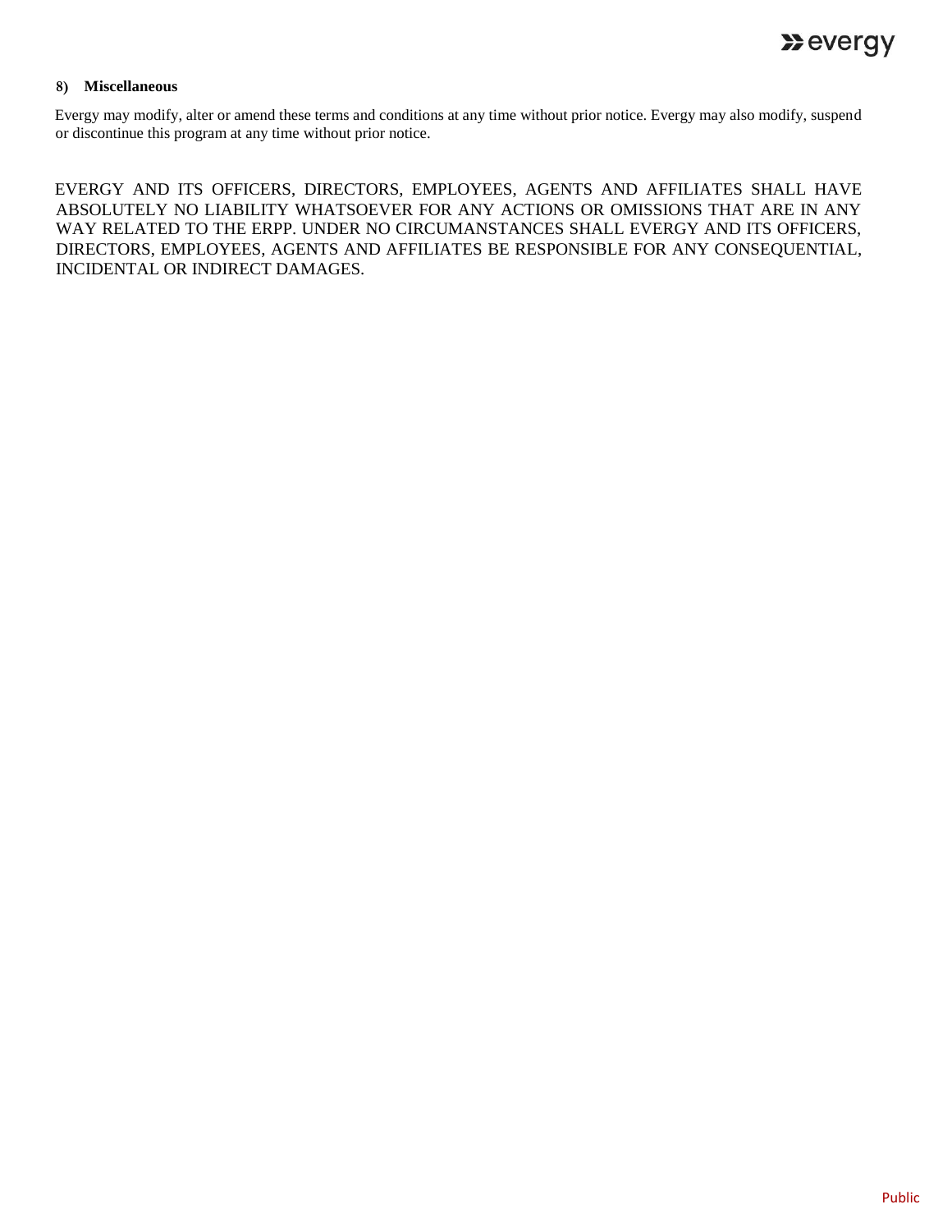**8) Miscellaneous**

Evergy may modify, alter or amend these terms and conditions at any time without prior notice. Evergy may also modify, suspend or discontinue this program at any time without prior notice.

EVERGY AND ITS OFFICERS, DIRECTORS, EMPLOYEES, AGENTS AND AFFILIATES SHALL HAVE ABSOLUTELY NO LIABILITY WHATSOEVER FOR ANY ACTIONS OR OMISSIONS THAT ARE IN ANY WAY RELATED TO THE ERPP. UNDER NO CIRCUMANSTANCES SHALL EVERGY AND ITS OFFICERS, DIRECTORS, EMPLOYEES, AGENTS AND AFFILIATES BE RESPONSIBLE FOR ANY CONSEQUENTIAL, INCIDENTAL OR INDIRECT DAMAGES.